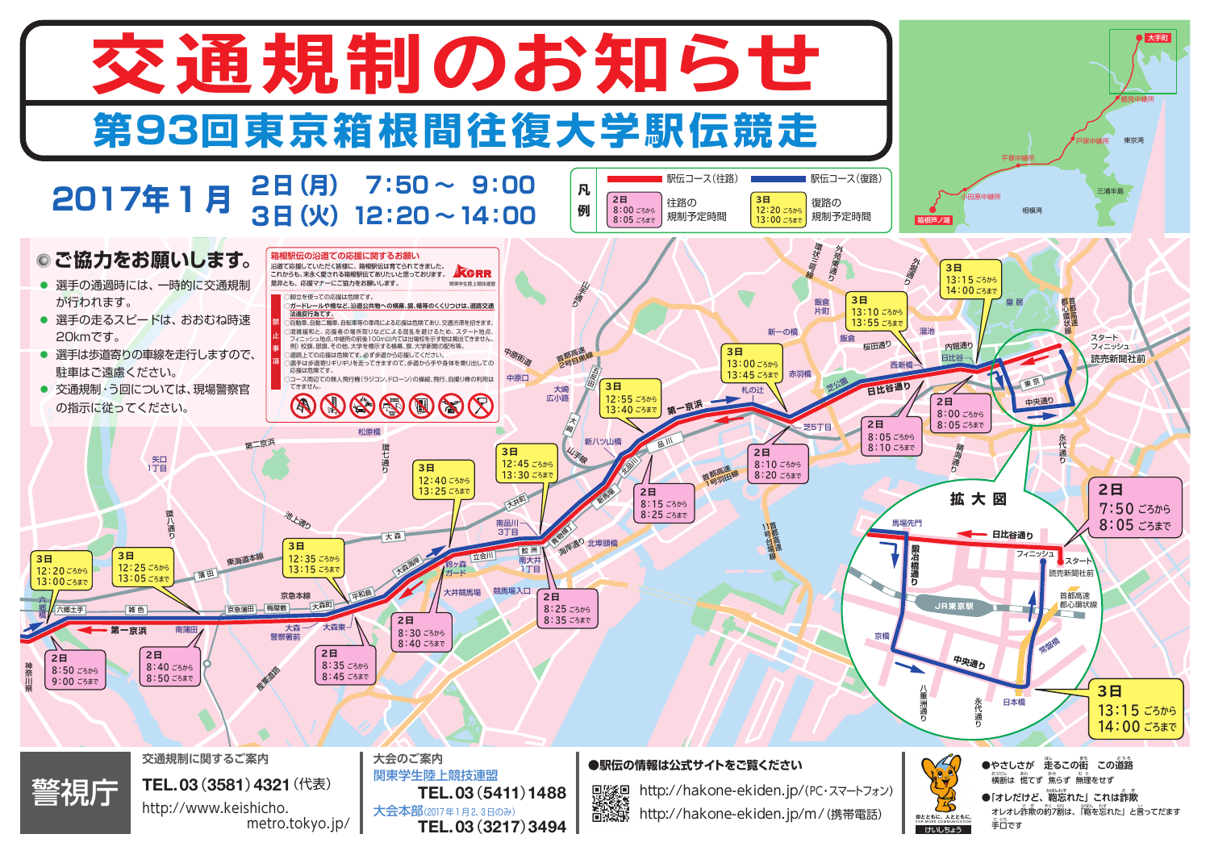# 交通規制のお知らせ

## 第93回東京箱根間往復大学駅伝競走

**2017年１月**
**２日（月）　7:50～ 9:00**
**３日（火）　12:20～14:00**

凡例
- 駅伝コース（往路）
- 駅伝コース（復路）
- 2日 8:00ごろから 8:05ごろまで　往路の規制予定時間
- 3日 12:20ごろから 13:00ごろまで　復路の規制予定時間

### ◎ご協力をお願いします。

- 選手の通過時には、一時的に交通規制が行われます。
- 選手の走るスピードは、おおむね時速20kmです。
- 選手は歩道寄りの車線を走行しますので、駐車はご遠慮ください。
- 交通規制・う回については、現場警察官の指示に従ってください。

### 箱根駅伝の沿道での応援に関するお願い

沿道で応援していただく皆様に、箱根駅伝は育てられてきました。これからも、末永く愛される箱根駅伝であリたいと思っております。是非とも、応援マナーにご協力をお願いします。

関東学生陸上競技連盟

禁止事項
- ◎脚立を使っての応援は危険です。
- ◎ガードレールや樹木など、沿道公共物への横幕、旗、幟等のくくりつけは、道路交通法違反行為です。
- ◎自動車、自動二輪車、自転車等の車両による応援は危険であり、交通渋滞を招きます。
- ◎混雑緩和と、応援者の場所取りなどによる混乱を避けるため、スタート地点、フィニッシュ地点、中継所の前後100mにおいては幟類を出さないでください。例）校旗、部旗、その他、大学を標示する横幕、旗、大学新聞の配布等。
- ◎道路上での応援は危険です。必ず歩道から応援してください。
- ◎選手は歩道寄りギリギリを走ってきますので、歩道から手や身体を乗り出しての応援は危険です。
- ◎コース周辺での無人飛行機（ラジコン、ドローン）の操縦、飛行、自撮り棒の利用はできません。

### 規制予定時間

| 地点付近 | 2日（往路） | 3日（復路） |
| --- | --- | --- |
| スタート・フィニッシュ（読売新聞社前） | 7:50ごろから 8:05ごろまで | 13:15ごろから 14:00ごろまで |
| 日比谷付近 | 8:00ごろから 8:05ごろまで | 13:15ごろから 14:00ごろまで |
| 西新橋付近 | 8:05ごろから 8:10ごろまで | 13:10ごろから 13:55ごろまで |
| 芝5丁目付近 | 8:10ごろから 8:20ごろまで | 13:00ごろから 13:45ごろまで |
| 品川付近 | 8:15ごろから 8:25ごろまで | 12:55ごろから 13:40ごろまで |
| 南品川付近 | 8:25ごろから 8:35ごろまで | 12:45ごろから 13:30ごろまで |
| 鈴ヶ森付近 | 8:30ごろから 8:40ごろまで | 12:40ごろから 13:25ごろまで |
| 大森東付近 | 8:35ごろから 8:45ごろまで | 12:35ごろから 13:15ごろまで |
| 蒲田付近 | 8:40ごろから 8:50ごろまで | 12:25ごろから 13:05ごろまで |
| 六郷橋付近 | 8:50ごろから 9:00ごろまで | 12:20ごろから 13:00ごろまで |

拡大図：スタート 読売新聞社前、フィニッシュ、日比谷通り、馬場先門、鍛冶橋通り、JR東京駅、京橋、中央通り、日本橋、首都高速都心環状線、常盤橋

**警視庁**

交通規制に関するご案内
TEL.03（3581）4321（代表）
http://www.keishicho.metro.tokyo.jp/

大会のご案内
関東学生陸上競技連盟
TEL.03（5411）1488
大会本部（2017年1月2、3日のみ）
TEL.03（3217）3494

●駅伝の情報は公式サイトをご覧ください
http://hakone-ekiden.jp/（PC・スマートフォン）
http://hakone-ekiden.jp/m/（携帯電話）

●やさしさが　走るこの街　この道路
横断は　慌てず　焦らず　無理をせず

●「オレだけど、鞄忘れた」これは詐欺
オレオレ詐欺の約7割は、「鞄を忘れた」と言ってだます手口です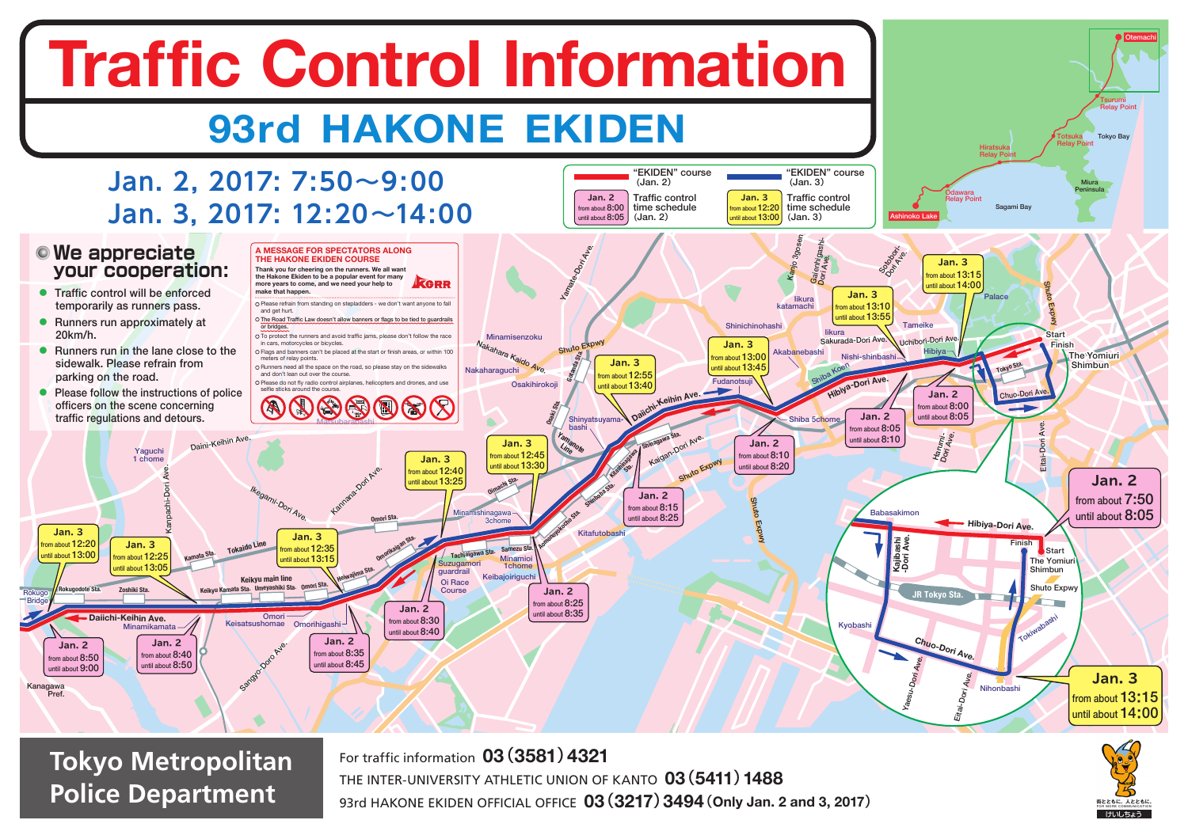# Traffic Control Information

## 93rd HAKONE EKIDEN

**Jan. 2, 2017: 7:50～9:00**

**Jan. 3, 2017: 12:20～14:00**

"EKIDEN" course (Jan. 2)

"EKIDEN" course (Jan. 3)

Jan. 2 from about 8:00 until about 8:05 — Traffic control time schedule (Jan. 2)

Jan. 3 from about 12:20 until about 13:00 — Traffic control time schedule (Jan. 3)

### We appreciate your cooperation:

- Traffic control will be enforced temporarily as runners pass.
- Runners run approximately at 20km/h.
- Runners run in the lane close to the sidewalk. Please refrain from parking on the road.
- Please follow the instructions of police officers on the scene concerning traffic regulations and detours.

**A MESSAGE FOR SPECTATORS ALONG THE HAKONE EKIDEN COURSE**

Thank you for cheering on the runners. We all want the Hakone Ekiden to be a popular event for many more years to come, and we need your help to make that happen.

- Please refrain from standing on stepladders - we don't want anyone to fall and get hurt.
- The Road Traffic Law doesn't allow banners or flags to be tied to guardrails or bridges.
- To protect the runners and avoid traffic jams, please don't follow the race in cars, motorcycles or bicycles.
- Flags and banners can't be placed at the start or finish areas, or within 100 meters of relay points.
- Runners need all the space on the road, so please stay on the sidewalks and don't lean out over the course.
- Please do not fly radio control airplanes, helicopters and drones, and use selfie sticks around the course.

Jan. 2 from about 7:50 until about 8:05

Jan. 2 from about 8:00 until about 8:05

Jan. 2 from about 8:05 until about 8:10

Jan. 2 from about 8:10 until about 8:20

Jan. 2 from about 8:15 until about 8:25

Jan. 2 from about 8:25 until about 8:35

Jan. 2 from about 8:30 until about 8:40

Jan. 2 from about 8:35 until about 8:45

Jan. 2 from about 8:40 until about 8:50

Jan. 2 from about 8:50 until about 9:00

Jan. 3 from about 12:20 until about 13:00

Jan. 3 from about 12:25 until about 13:05

Jan. 3 from about 12:35 until about 13:15

Jan. 3 from about 12:40 until about 13:25

Jan. 3 from about 12:45 until about 13:30

Jan. 3 from about 12:55 until about 13:40

Jan. 3 from about 13:00 until about 13:45

Jan. 3 from about 13:10 until about 13:55

Jan. 3 from about 13:15 until about 14:00

Jan. 3 from about 13:15 until about 14:00

Start / Finish — The Yomiuri Shimbun

Otemachi, Tsurumi Relay Point, Totsuka Relay Point, Hiratsuka Relay Point, Odawara Relay Point, Ashinoko Lake, Tokyo Bay, Sagami Bay, Miura Peninsula

**Tokyo Metropolitan Police Department**

For traffic information 03 (3581) 4321

THE INTER-UNIVERSITY ATHLETIC UNION OF KANTO 03 (5411) 1488

93rd HAKONE EKIDEN OFFICIAL OFFICE 03 (3217) 3494 (Only Jan. 2 and 3, 2017)